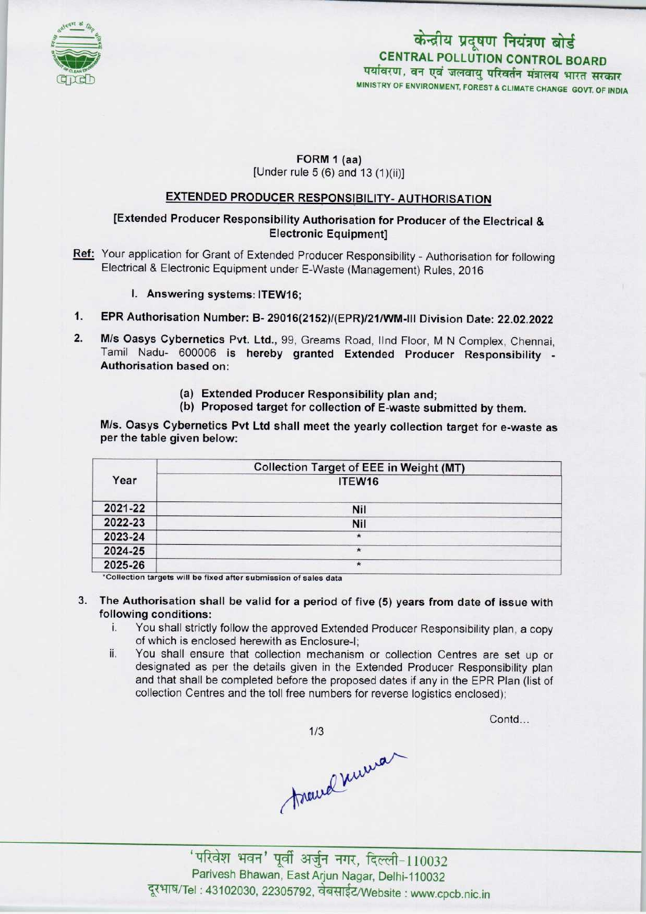केन्द्रीय प्रदूषण नियंत्रण बोर्ड
**CENTRAL POLLUTION CONTROL BOARD**
पर्यावरण, वन एवं जलवायु परिवर्तन मंत्रालय भारत सरकार
MINISTRY OF ENVIRONMENT, FOREST & CLIMATE CHANGE GOVT. OF INDIA

**FORM 1 (aa)**
[Under rule 5 (6) and 13 (1)(ii)]

## EXTENDED PRODUCER RESPONSIBILITY- AUTHORISATION

**[Extended Producer Responsibility Authorisation for Producer of the Electrical & Electronic Equipment]**

**Ref:** Your application for Grant of Extended Producer Responsibility - Authorisation for following Electrical & Electronic Equipment under E-Waste (Management) Rules, 2016

I. **Answering systems: ITEW16;**

1. **EPR Authorisation Number: B- 29016(2152)/(EPR)/21/WM-III Division Date: 22.02.2022**

2. **M/s Oasys Cybernetics Pvt. Ltd.,** 99, Greams Road, IInd Floor, M N Complex, Chennai, Tamil Nadu- 600006 **is hereby granted Extended Producer Responsibility - Authorisation based on:**

   (a) **Extended Producer Responsibility plan and;**
   (b) **Proposed target for collection of E-waste submitted by them.**

**M/s. Oasys Cybernetics Pvt Ltd shall meet the yearly collection target for e-waste as per the table given below:**

| Year | Collection Target of EEE in Weight (MT) |
|---|---|
| | ITEW16 |
| 2021-22 | Nil |
| 2022-23 | Nil |
| 2023-24 | * |
| 2024-25 | * |
| 2025-26 | * |

*Collection targets will be fixed after submission of sales data

3. **The Authorisation shall be valid for a period of five (5) years from date of issue with following conditions:**
   i. You shall strictly follow the approved Extended Producer Responsibility plan, a copy of which is enclosed herewith as Enclosure-I;
   ii. You shall ensure that collection mechanism or collection Centres are set up or designated as per the details given in the Extended Producer Responsibility plan and that shall be completed before the proposed dates if any in the EPR Plan (list of collection Centres and the toll free numbers for reverse logistics enclosed);

Contd...

'परिवेश भवन' पूर्वी अर्जुन नगर, दिल्ली-110032
Parivesh Bhawan, East Arjun Nagar, Delhi-110032
दूरभाष/Tel : 43102030, 22305792, वेबसाईट/Website : www.cpcb.nic.in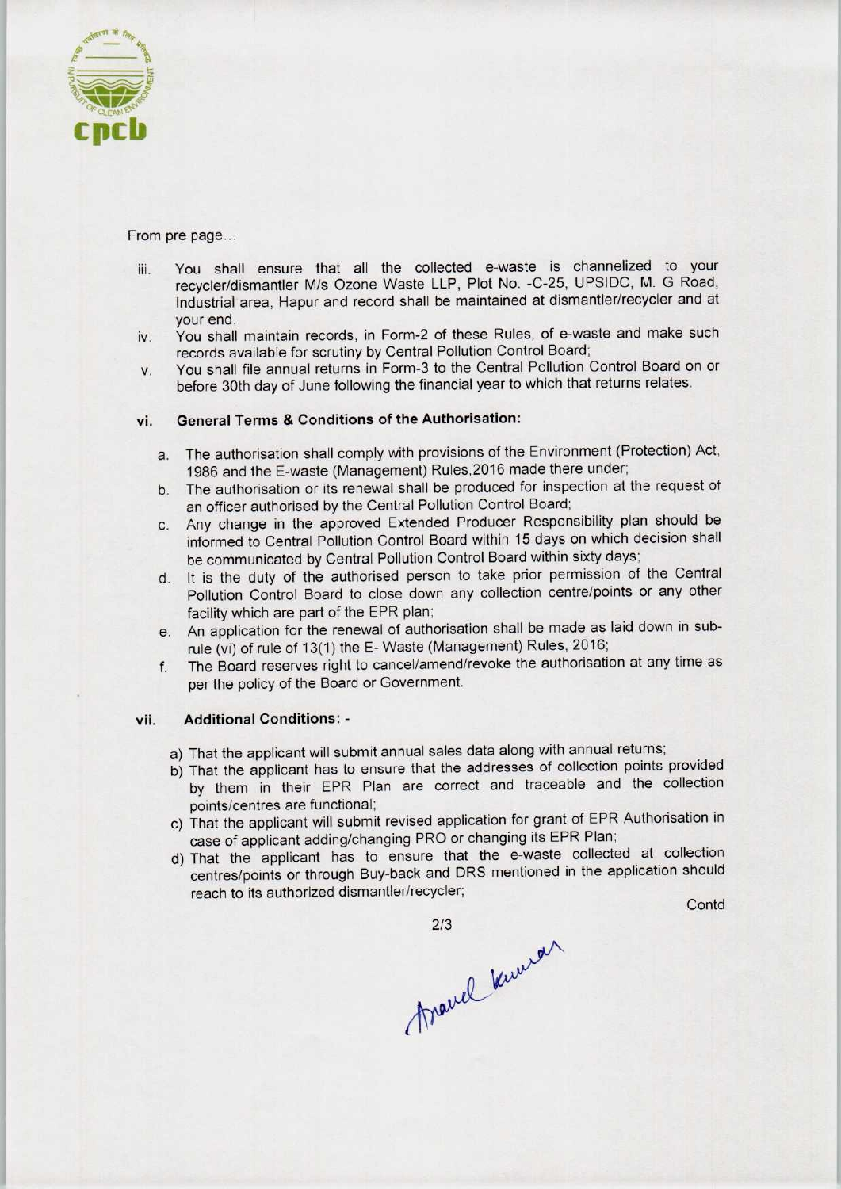From pre page...

iii. You shall ensure that all the collected e-waste is channelized to your recycler/dismantler M/s Ozone Waste LLP, Plot No. -C-25, UPSIDC, M. G Road, Industrial area, Hapur and record shall be maintained at dismantler/recycler and at your end.

iv. You shall maintain records, in Form-2 of these Rules, of e-waste and make such records available for scrutiny by Central Pollution Control Board;

v. You shall file annual returns in Form-3 to the Central Pollution Control Board on or before 30th day of June following the financial year to which that returns relates.

## vi. General Terms & Conditions of the Authorisation:

a. The authorisation shall comply with provisions of the Environment (Protection) Act, 1986 and the E-waste (Management) Rules,2016 made there under;

b. The authorisation or its renewal shall be produced for inspection at the request of an officer authorised by the Central Pollution Control Board;

c. Any change in the approved Extended Producer Responsibility plan should be informed to Central Pollution Control Board within 15 days on which decision shall be communicated by Central Pollution Control Board within sixty days;

d. It is the duty of the authorised person to take prior permission of the Central Pollution Control Board to close down any collection centre/points or any other facility which are part of the EPR plan;

e. An application for the renewal of authorisation shall be made as laid down in sub-rule (vi) of rule of 13(1) the E- Waste (Management) Rules, 2016;

f. The Board reserves right to cancel/amend/revoke the authorisation at any time as per the policy of the Board or Government.

## vii. Additional Conditions: -

a) That the applicant will submit annual sales data along with annual returns;

b) That the applicant has to ensure that the addresses of collection points provided by them in their EPR Plan are correct and traceable and the collection points/centres are functional;

c) That the applicant will submit revised application for grant of EPR Authorisation in case of applicant adding/changing PRO or changing its EPR Plan;

d) That the applicant has to ensure that the e-waste collected at collection centres/points or through Buy-back and DRS mentioned in the application should reach to its authorized dismantler/recycler;

Contd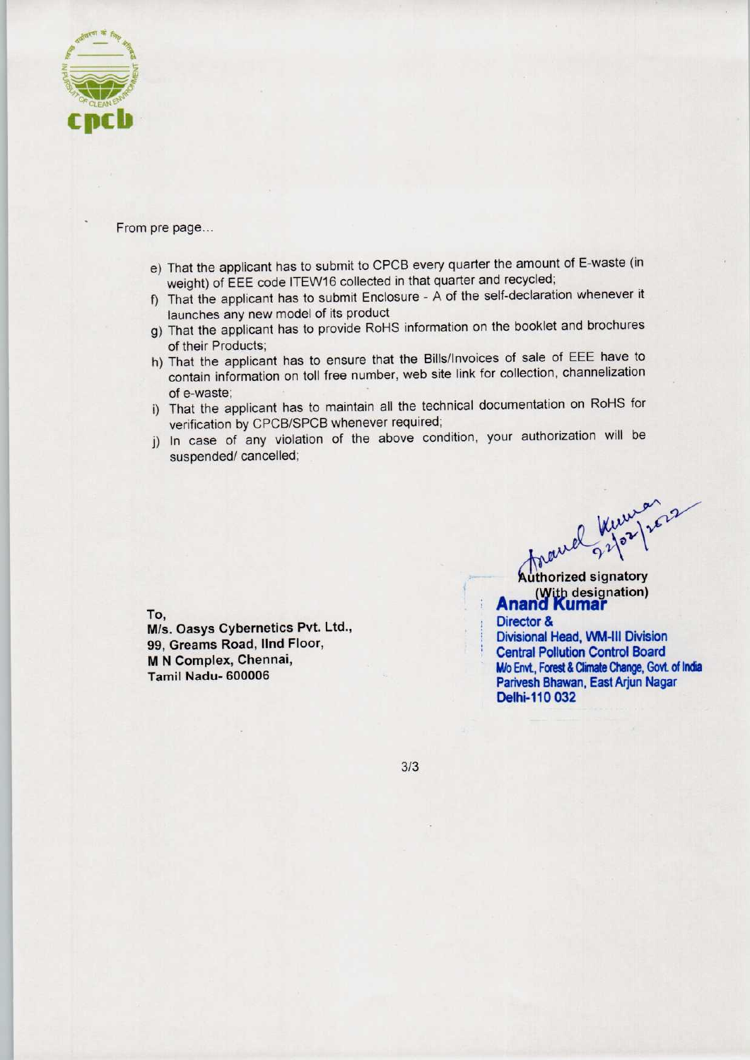From pre page...

e) That the applicant has to submit to CPCB every quarter the amount of E-waste (in weight) of EEE code ITEW16 collected in that quarter and recycled;
f) That the applicant has to submit Enclosure - A of the self-declaration whenever it launches any new model of its product
g) That the applicant has to provide RoHS information on the booklet and brochures of their Products;
h) That the applicant has to ensure that the Bills/Invoices of sale of EEE have to contain information on toll free number, web site link for collection, channelization of e-waste;
i) That the applicant has to maintain all the technical documentation on RoHS for verification by CPCB/SPCB whenever required;
j) In case of any violation of the above condition, your authorization will be suspended/ cancelled;

Anand Kumar 22/02/2022

Authorized signatory
(With designation)

**Anand Kumar**
**Director &**
**Divisional Head, WM-III Division**
**Central Pollution Control Board**
**M/o Envt., Forest & Climate Change, Govt. of India**
**Parivesh Bhawan, East Arjun Nagar**
**Delhi-110 032**

To,
**M/s. Oasys Cybernetics Pvt. Ltd.,**
**99, Greams Road, IInd Floor,**
**M N Complex, Chennai,**
**Tamil Nadu- 600006**